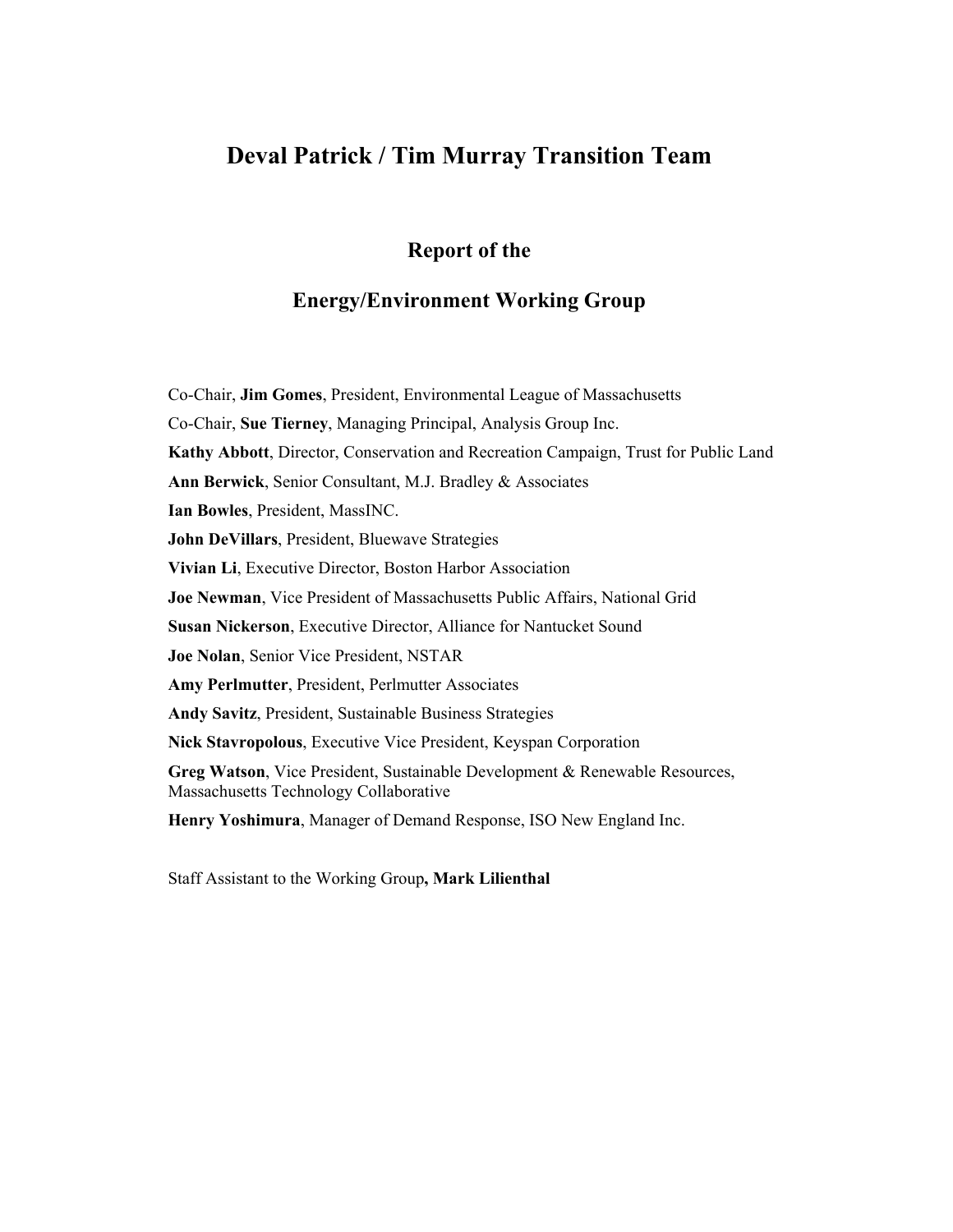# Deval Patrick / Tim Murray Transition Team

## Report of the

## Energy/Environment Working Group

Co-Chair, **Jim Gomes**, President, Environmental League of Massachusetts

Co-Chair, **Sue Tierney**, Managing Principal, Analysis Group Inc.

**Kathy Abbott**, Director, Conservation and Recreation Campaign, Trust for Public Land

**Ann Berwick**, Senior Consultant, M.J. Bradley & Associates

**Ian Bowles**, President, MassINC.

**John DeVillars**, President, Bluewave Strategies

**Vivian Li**, Executive Director, Boston Harbor Association

**Joe Newman**, Vice President of Massachusetts Public Affairs, National Grid

**Susan Nickerson**, Executive Director, Alliance for Nantucket Sound

**Joe Nolan**, Senior Vice President, NSTAR

**Amy Perlmutter**, President, Perlmutter Associates

**Andy Savitz**, President, Sustainable Business Strategies

**Nick Stavropolous**, Executive Vice President, Keyspan Corporation

**Greg Watson**, Vice President, Sustainable Development & Renewable Resources, Massachusetts Technology Collaborative

**Henry Yoshimura**, Manager of Demand Response, ISO New England Inc.

Staff Assistant to the Working Group**, Mark Lilienthal**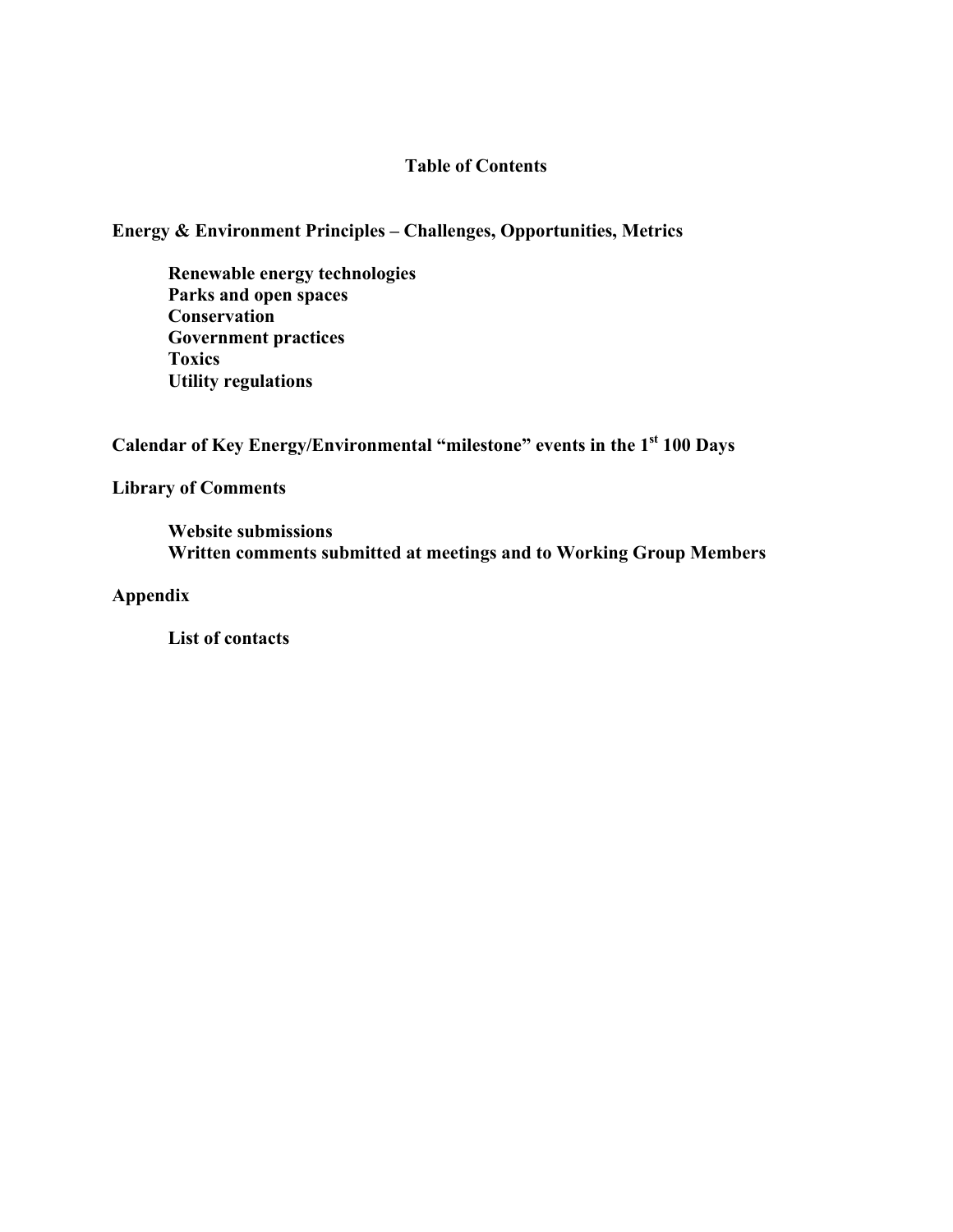# Table of Contents

## Energy & Environment Principles – Challenges, Opportunities, Metrics

- **Renewable energy technologies**
- **Parks and open spaces**
- **Conservation**
- **Government practices**
- **Toxics**
- **Utility regulations**

## Calendar of Key Energy/Environmental "milestone" events in the 1st 100 Days

## Library of Comments

- **Website submissions**
- **Written comments submitted at meetings and to Working Group Members**

## Appendix

- **List of contacts**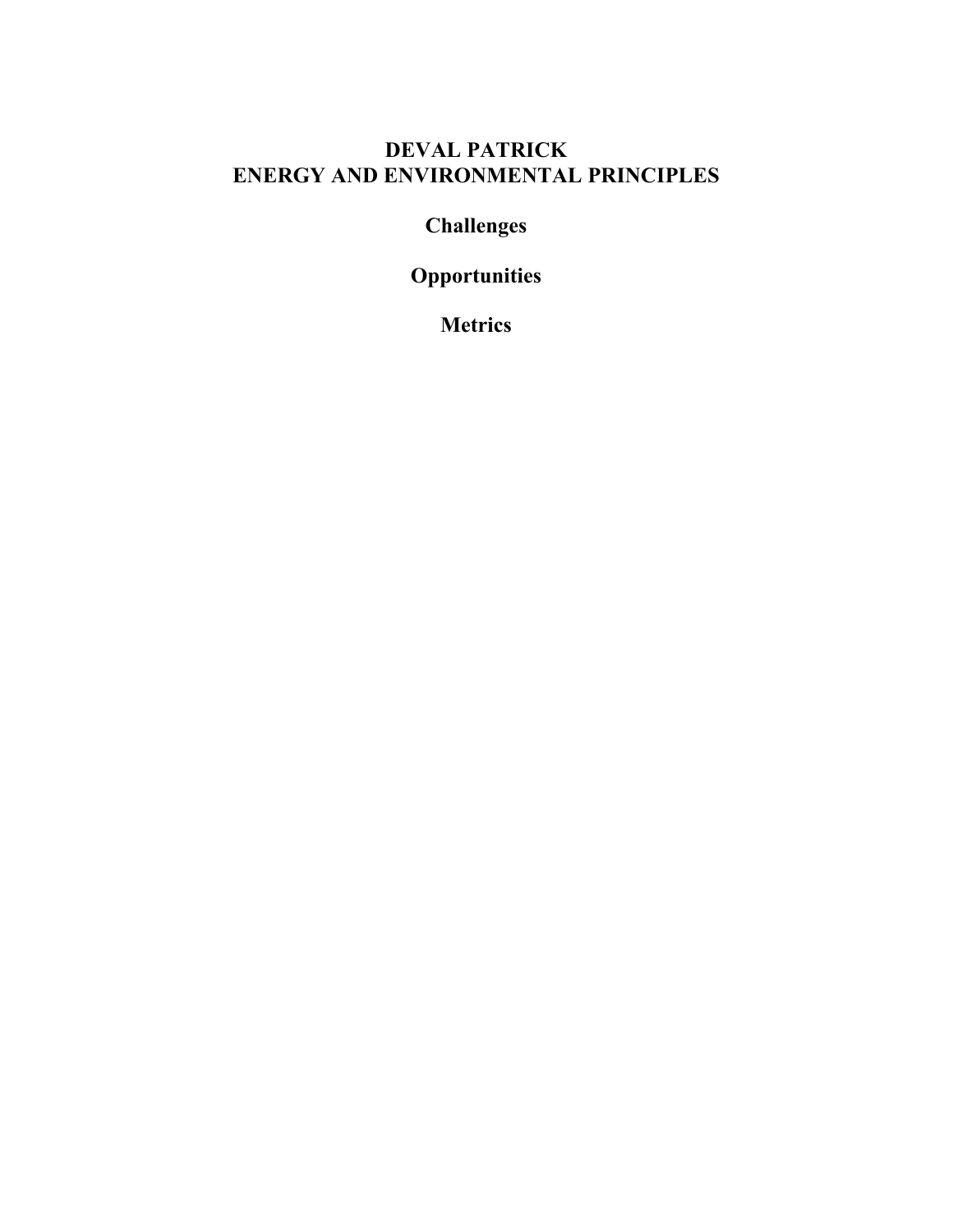# DEVAL PATRICK
# ENERGY AND ENVIRONMENTAL PRINCIPLES

## Challenges

## Opportunities

## Metrics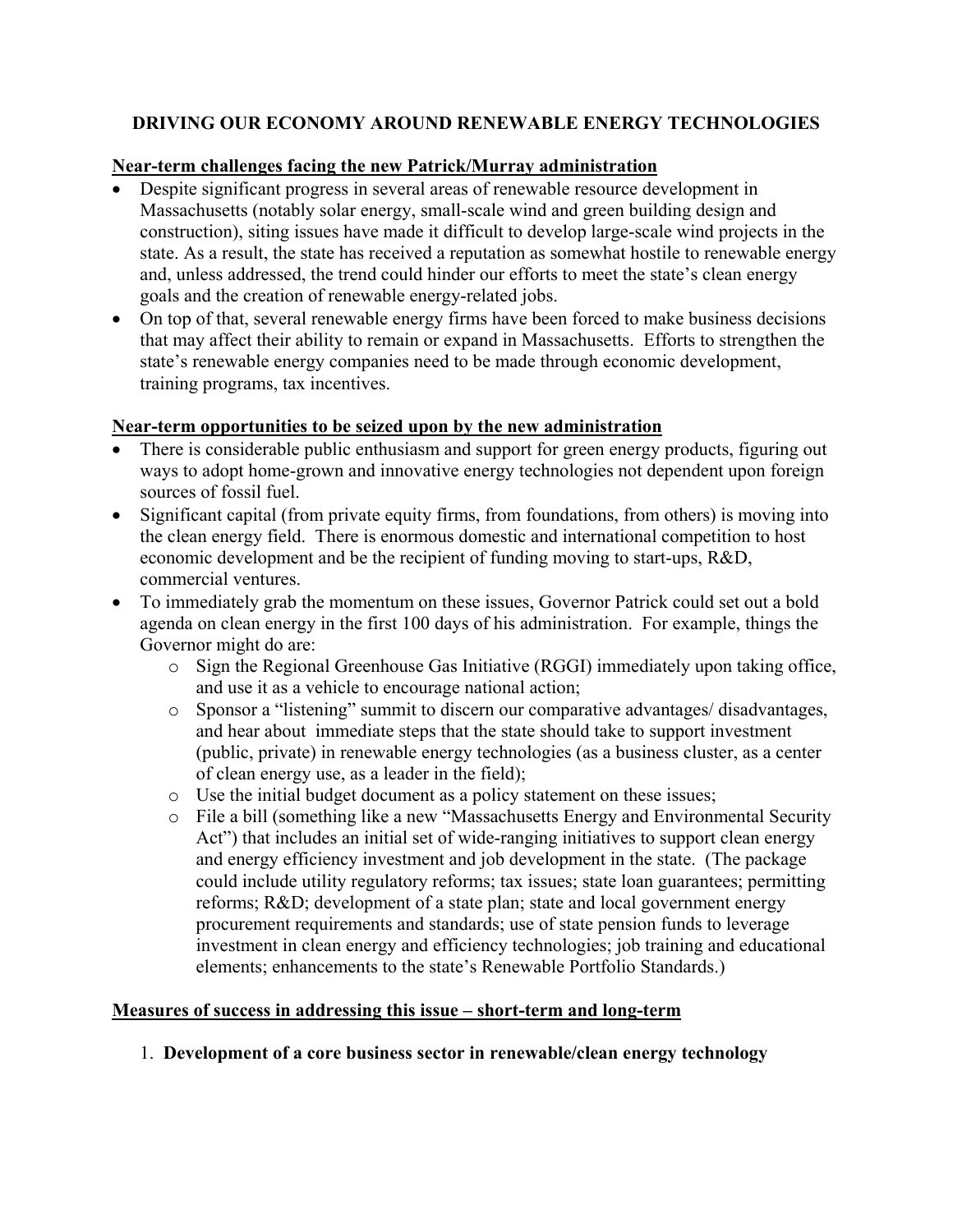## DRIVING OUR ECONOMY AROUND RENEWABLE ENERGY TECHNOLOGIES

**Near-term challenges facing the new Patrick/Murray administration**

- Despite significant progress in several areas of renewable resource development in Massachusetts (notably solar energy, small-scale wind and green building design and construction), siting issues have made it difficult to develop large-scale wind projects in the state. As a result, the state has received a reputation as somewhat hostile to renewable energy and, unless addressed, the trend could hinder our efforts to meet the state's clean energy goals and the creation of renewable energy-related jobs.
- On top of that, several renewable energy firms have been forced to make business decisions that may affect their ability to remain or expand in Massachusetts. Efforts to strengthen the state's renewable energy companies need to be made through economic development, training programs, tax incentives.

**Near-term opportunities to be seized upon by the new administration**

- There is considerable public enthusiasm and support for green energy products, figuring out ways to adopt home-grown and innovative energy technologies not dependent upon foreign sources of fossil fuel.
- Significant capital (from private equity firms, from foundations, from others) is moving into the clean energy field. There is enormous domestic and international competition to host economic development and be the recipient of funding moving to start-ups, R&D, commercial ventures.
- To immediately grab the momentum on these issues, Governor Patrick could set out a bold agenda on clean energy in the first 100 days of his administration. For example, things the Governor might do are:
  - Sign the Regional Greenhouse Gas Initiative (RGGI) immediately upon taking office, and use it as a vehicle to encourage national action;
  - Sponsor a "listening" summit to discern our comparative advantages/ disadvantages, and hear about immediate steps that the state should take to support investment (public, private) in renewable energy technologies (as a business cluster, as a center of clean energy use, as a leader in the field);
  - Use the initial budget document as a policy statement on these issues;
  - File a bill (something like a new "Massachusetts Energy and Environmental Security Act") that includes an initial set of wide-ranging initiatives to support clean energy and energy efficiency investment and job development in the state. (The package could include utility regulatory reforms; tax issues; state loan guarantees; permitting reforms; R&D; development of a state plan; state and local government energy procurement requirements and standards; use of state pension funds to leverage investment in clean energy and efficiency technologies; job training and educational elements; enhancements to the state's Renewable Portfolio Standards.)

**Measures of success in addressing this issue – short-term and long-term**

1. **Development of a core business sector in renewable/clean energy technology**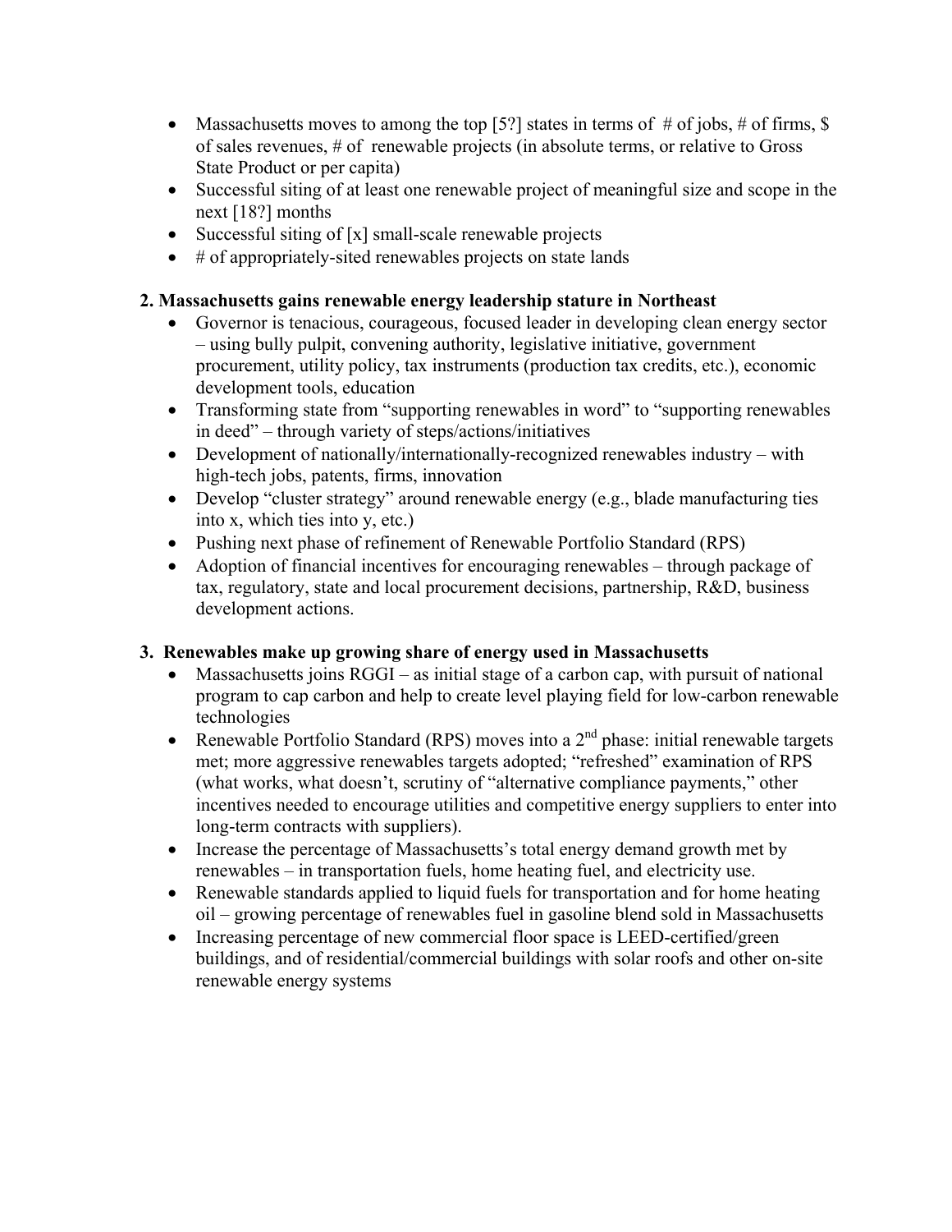- Massachusetts moves to among the top [5?] states in terms of # of jobs, # of firms, $ of sales revenues, # of renewable projects (in absolute terms, or relative to Gross State Product or per capita)
- Successful siting of at least one renewable project of meaningful size and scope in the next [18?] months
- Successful siting of [x] small-scale renewable projects
- # of appropriately-sited renewables projects on state lands

**2. Massachusetts gains renewable energy leadership stature in Northeast**

- Governor is tenacious, courageous, focused leader in developing clean energy sector – using bully pulpit, convening authority, legislative initiative, government procurement, utility policy, tax instruments (production tax credits, etc.), economic development tools, education
- Transforming state from "supporting renewables in word" to "supporting renewables in deed" – through variety of steps/actions/initiatives
- Development of nationally/internationally-recognized renewables industry – with high-tech jobs, patents, firms, innovation
- Develop "cluster strategy" around renewable energy (e.g., blade manufacturing ties into x, which ties into y, etc.)
- Pushing next phase of refinement of Renewable Portfolio Standard (RPS)
- Adoption of financial incentives for encouraging renewables – through package of tax, regulatory, state and local procurement decisions, partnership, R&D, business development actions.

**3. Renewables make up growing share of energy used in Massachusetts**

- Massachusetts joins RGGI – as initial stage of a carbon cap, with pursuit of national program to cap carbon and help to create level playing field for low-carbon renewable technologies
- Renewable Portfolio Standard (RPS) moves into a 2nd phase: initial renewable targets met; more aggressive renewables targets adopted; "refreshed" examination of RPS (what works, what doesn't, scrutiny of "alternative compliance payments," other incentives needed to encourage utilities and competitive energy suppliers to enter into long-term contracts with suppliers).
- Increase the percentage of Massachusetts's total energy demand growth met by renewables – in transportation fuels, home heating fuel, and electricity use.
- Renewable standards applied to liquid fuels for transportation and for home heating oil – growing percentage of renewables fuel in gasoline blend sold in Massachusetts
- Increasing percentage of new commercial floor space is LEED-certified/green buildings, and of residential/commercial buildings with solar roofs and other on-site renewable energy systems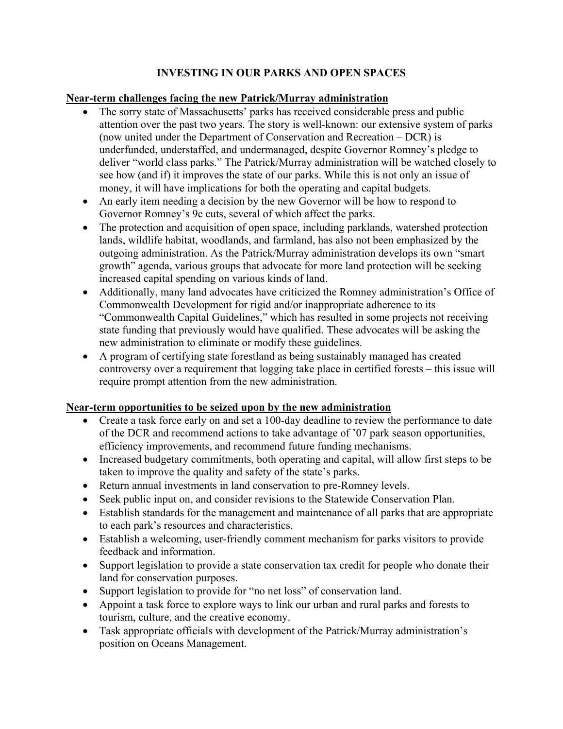# INVESTING IN OUR PARKS AND OPEN SPACES

## Near-term challenges facing the new Patrick/Murray administration

- The sorry state of Massachusetts' parks has received considerable press and public attention over the past two years. The story is well-known: our extensive system of parks (now united under the Department of Conservation and Recreation – DCR) is underfunded, understaffed, and undermanaged, despite Governor Romney's pledge to deliver "world class parks." The Patrick/Murray administration will be watched closely to see how (and if) it improves the state of our parks. While this is not only an issue of money, it will have implications for both the operating and capital budgets.
- An early item needing a decision by the new Governor will be how to respond to Governor Romney's 9c cuts, several of which affect the parks.
- The protection and acquisition of open space, including parklands, watershed protection lands, wildlife habitat, woodlands, and farmland, has also not been emphasized by the outgoing administration. As the Patrick/Murray administration develops its own "smart growth" agenda, various groups that advocate for more land protection will be seeking increased capital spending on various kinds of land.
- Additionally, many land advocates have criticized the Romney administration's Office of Commonwealth Development for rigid and/or inappropriate adherence to its "Commonwealth Capital Guidelines," which has resulted in some projects not receiving state funding that previously would have qualified. These advocates will be asking the new administration to eliminate or modify these guidelines.
- A program of certifying state forestland as being sustainably managed has created controversy over a requirement that logging take place in certified forests – this issue will require prompt attention from the new administration.

## Near-term opportunities to be seized upon by the new administration

- Create a task force early on and set a 100-day deadline to review the performance to date of the DCR and recommend actions to take advantage of '07 park season opportunities, efficiency improvements, and recommend future funding mechanisms.
- Increased budgetary commitments, both operating and capital, will allow first steps to be taken to improve the quality and safety of the state's parks.
- Return annual investments in land conservation to pre-Romney levels.
- Seek public input on, and consider revisions to the Statewide Conservation Plan.
- Establish standards for the management and maintenance of all parks that are appropriate to each park's resources and characteristics.
- Establish a welcoming, user-friendly comment mechanism for parks visitors to provide feedback and information.
- Support legislation to provide a state conservation tax credit for people who donate their land for conservation purposes.
- Support legislation to provide for "no net loss" of conservation land.
- Appoint a task force to explore ways to link our urban and rural parks and forests to tourism, culture, and the creative economy.
- Task appropriate officials with development of the Patrick/Murray administration's position on Oceans Management.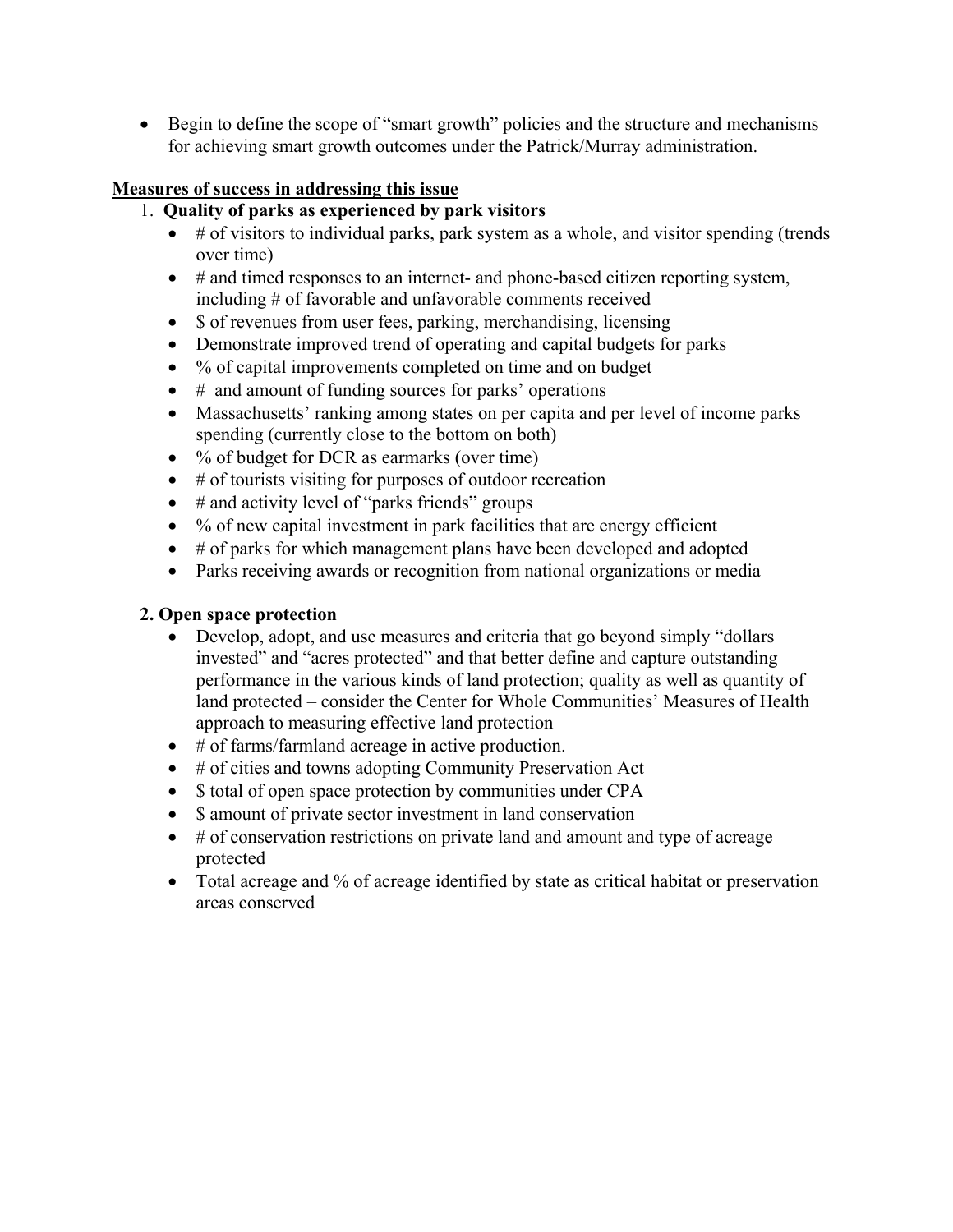- Begin to define the scope of "smart growth" policies and the structure and mechanisms for achieving smart growth outcomes under the Patrick/Murray administration.

**Measures of success in addressing this issue**

1. **Quality of parks as experienced by park visitors**
   - # of visitors to individual parks, park system as a whole, and visitor spending (trends over time)
   - # and timed responses to an internet- and phone-based citizen reporting system, including # of favorable and unfavorable comments received
   - $ of revenues from user fees, parking, merchandising, licensing
   - Demonstrate improved trend of operating and capital budgets for parks
   - % of capital improvements completed on time and on budget
   - # and amount of funding sources for parks' operations
   - Massachusetts' ranking among states on per capita and per level of income parks spending (currently close to the bottom on both)
   - % of budget for DCR as earmarks (over time)
   - # of tourists visiting for purposes of outdoor recreation
   - # and activity level of "parks friends" groups
   - % of new capital investment in park facilities that are energy efficient
   - # of parks for which management plans have been developed and adopted
   - Parks receiving awards or recognition from national organizations or media

**2. Open space protection**

- Develop, adopt, and use measures and criteria that go beyond simply "dollars invested" and "acres protected" and that better define and capture outstanding performance in the various kinds of land protection; quality as well as quantity of land protected – consider the Center for Whole Communities' Measures of Health approach to measuring effective land protection
- # of farms/farmland acreage in active production.
- # of cities and towns adopting Community Preservation Act
- $ total of open space protection by communities under CPA
- $ amount of private sector investment in land conservation
- # of conservation restrictions on private land and amount and type of acreage protected
- Total acreage and % of acreage identified by state as critical habitat or preservation areas conserved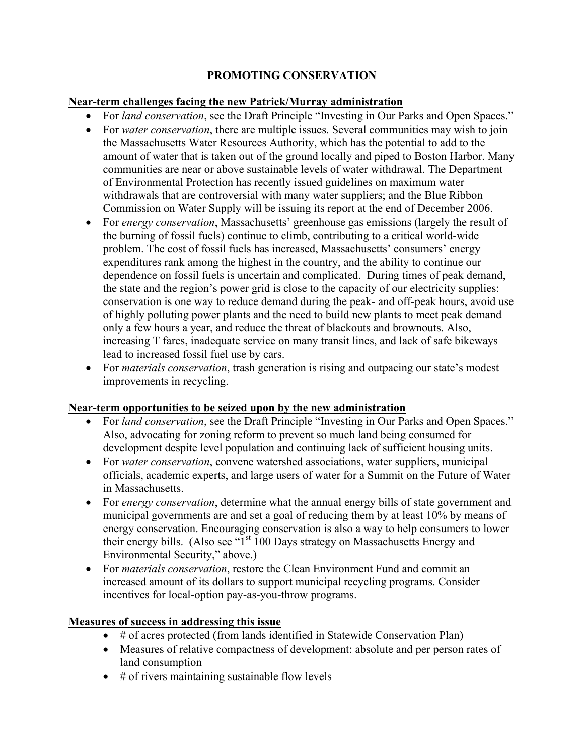# PROMOTING CONSERVATION

**Near-term challenges facing the new Patrick/Murray administration**

- For *land conservation*, see the Draft Principle "Investing in Our Parks and Open Spaces."
- For *water conservation*, there are multiple issues. Several communities may wish to join the Massachusetts Water Resources Authority, which has the potential to add to the amount of water that is taken out of the ground locally and piped to Boston Harbor. Many communities are near or above sustainable levels of water withdrawal. The Department of Environmental Protection has recently issued guidelines on maximum water withdrawals that are controversial with many water suppliers; and the Blue Ribbon Commission on Water Supply will be issuing its report at the end of December 2006.
- For *energy conservation*, Massachusetts' greenhouse gas emissions (largely the result of the burning of fossil fuels) continue to climb, contributing to a critical world-wide problem. The cost of fossil fuels has increased, Massachusetts' consumers' energy expenditures rank among the highest in the country, and the ability to continue our dependence on fossil fuels is uncertain and complicated. During times of peak demand, the state and the region's power grid is close to the capacity of our electricity supplies: conservation is one way to reduce demand during the peak- and off-peak hours, avoid use of highly polluting power plants and the need to build new plants to meet peak demand only a few hours a year, and reduce the threat of blackouts and brownouts. Also, increasing T fares, inadequate service on many transit lines, and lack of safe bikeways lead to increased fossil fuel use by cars.
- For *materials conservation*, trash generation is rising and outpacing our state's modest improvements in recycling.

**Near-term opportunities to be seized upon by the new administration**

- For *land conservation*, see the Draft Principle "Investing in Our Parks and Open Spaces." Also, advocating for zoning reform to prevent so much land being consumed for development despite level population and continuing lack of sufficient housing units.
- For *water conservation*, convene watershed associations, water suppliers, municipal officials, academic experts, and large users of water for a Summit on the Future of Water in Massachusetts.
- For *energy conservation*, determine what the annual energy bills of state government and municipal governments are and set a goal of reducing them by at least 10% by means of energy conservation. Encouraging conservation is also a way to help consumers to lower their energy bills. (Also see "1st 100 Days strategy on Massachusetts Energy and Environmental Security," above.)
- For *materials conservation*, restore the Clean Environment Fund and commit an increased amount of its dollars to support municipal recycling programs. Consider incentives for local-option pay-as-you-throw programs.

**Measures of success in addressing this issue**

- # of acres protected (from lands identified in Statewide Conservation Plan)
- Measures of relative compactness of development: absolute and per person rates of land consumption
- # of rivers maintaining sustainable flow levels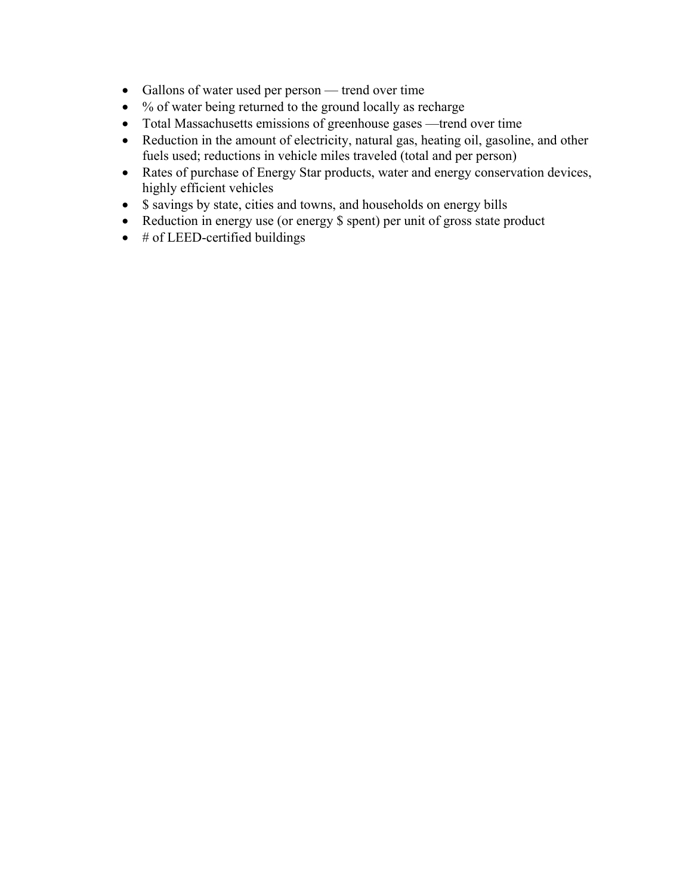- Gallons of water used per person — trend over time
- % of water being returned to the ground locally as recharge
- Total Massachusetts emissions of greenhouse gases —trend over time
- Reduction in the amount of electricity, natural gas, heating oil, gasoline, and other fuels used; reductions in vehicle miles traveled (total and per person)
- Rates of purchase of Energy Star products, water and energy conservation devices, highly efficient vehicles
- $ savings by state, cities and towns, and households on energy bills
- Reduction in energy use (or energy $ spent) per unit of gross state product
- # of LEED-certified buildings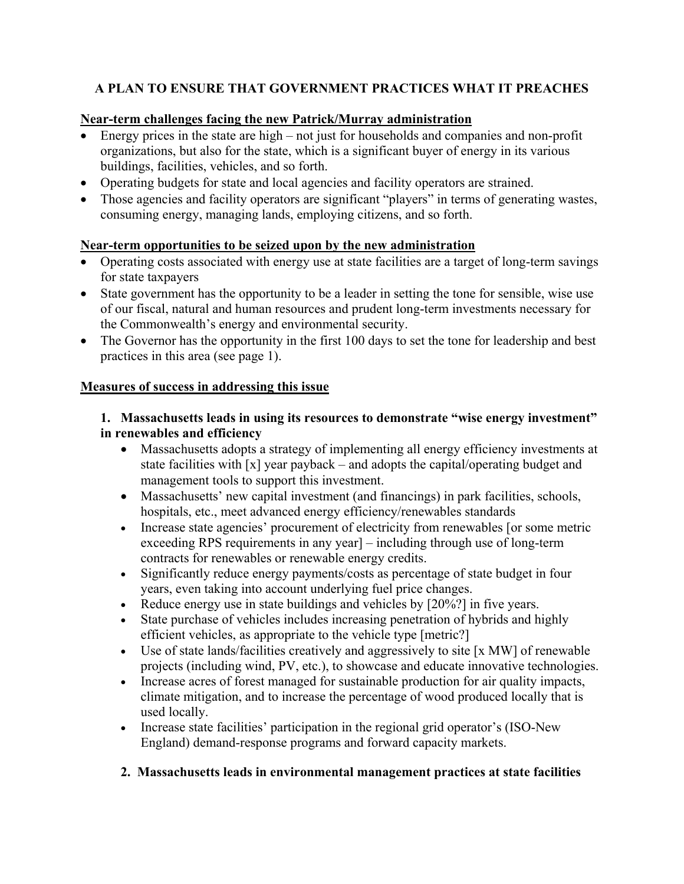# A PLAN TO ENSURE THAT GOVERNMENT PRACTICES WHAT IT PREACHES

**Near-term challenges facing the new Patrick/Murray administration**

- Energy prices in the state are high – not just for households and companies and non-profit organizations, but also for the state, which is a significant buyer of energy in its various buildings, facilities, vehicles, and so forth.
- Operating budgets for state and local agencies and facility operators are strained.
- Those agencies and facility operators are significant "players" in terms of generating wastes, consuming energy, managing lands, employing citizens, and so forth.

**Near-term opportunities to be seized upon by the new administration**

- Operating costs associated with energy use at state facilities are a target of long-term savings for state taxpayers
- State government has the opportunity to be a leader in setting the tone for sensible, wise use of our fiscal, natural and human resources and prudent long-term investments necessary for the Commonwealth's energy and environmental security.
- The Governor has the opportunity in the first 100 days to set the tone for leadership and best practices in this area (see page 1).

**Measures of success in addressing this issue**

**1. Massachusetts leads in using its resources to demonstrate "wise energy investment" in renewables and efficiency**

- Massachusetts adopts a strategy of implementing all energy efficiency investments at state facilities with [x] year payback – and adopts the capital/operating budget and management tools to support this investment.
- Massachusetts' new capital investment (and financings) in park facilities, schools, hospitals, etc., meet advanced energy efficiency/renewables standards
- Increase state agencies' procurement of electricity from renewables [or some metric exceeding RPS requirements in any year] – including through use of long-term contracts for renewables or renewable energy credits.
- Significantly reduce energy payments/costs as percentage of state budget in four years, even taking into account underlying fuel price changes.
- Reduce energy use in state buildings and vehicles by [20%?] in five years.
- State purchase of vehicles includes increasing penetration of hybrids and highly efficient vehicles, as appropriate to the vehicle type [metric?]
- Use of state lands/facilities creatively and aggressively to site [x MW] of renewable projects (including wind, PV, etc.), to showcase and educate innovative technologies.
- Increase acres of forest managed for sustainable production for air quality impacts, climate mitigation, and to increase the percentage of wood produced locally that is used locally.
- Increase state facilities' participation in the regional grid operator's (ISO-New England) demand-response programs and forward capacity markets.

**2. Massachusetts leads in environmental management practices at state facilities**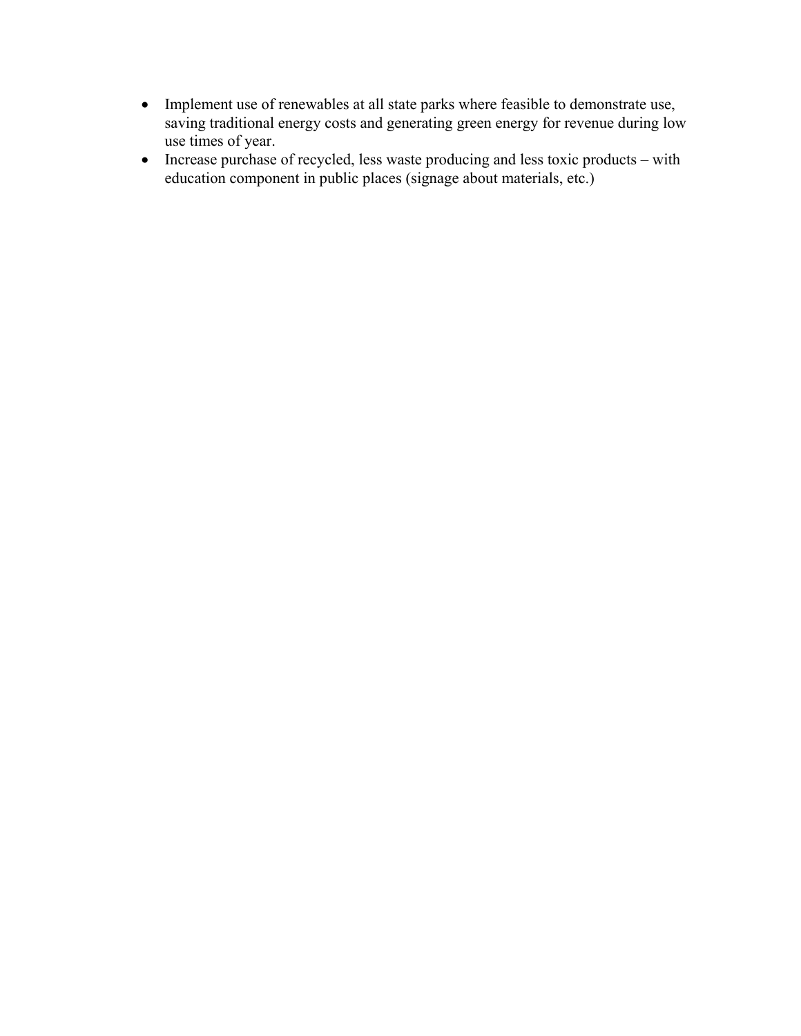- Implement use of renewables at all state parks where feasible to demonstrate use, saving traditional energy costs and generating green energy for revenue during low use times of year.
- Increase purchase of recycled, less waste producing and less toxic products – with education component in public places (signage about materials, etc.)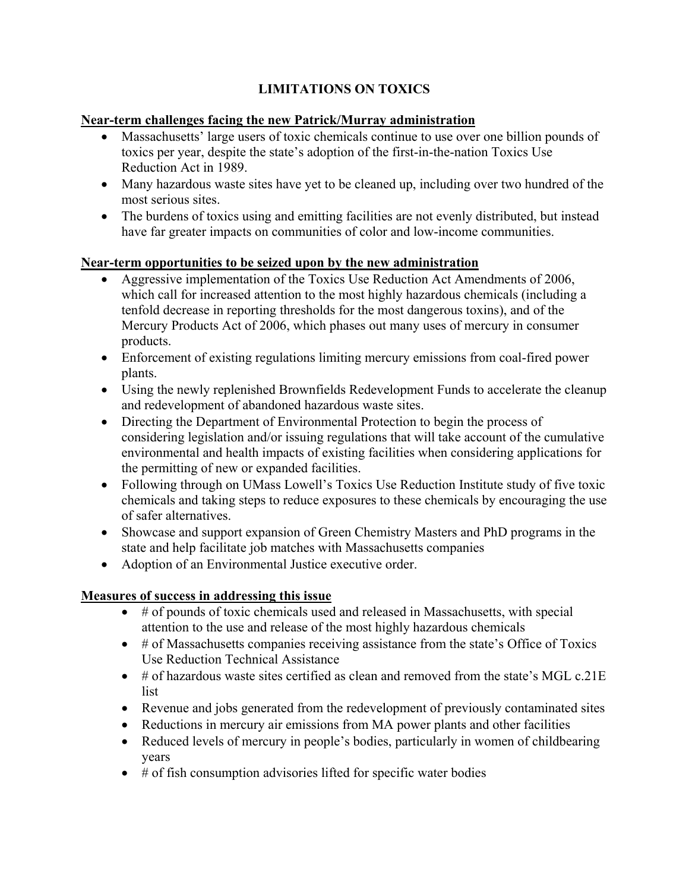# LIMITATIONS ON TOXICS

**Near-term challenges facing the new Patrick/Murray administration**

- Massachusetts' large users of toxic chemicals continue to use over one billion pounds of toxics per year, despite the state's adoption of the first-in-the-nation Toxics Use Reduction Act in 1989.
- Many hazardous waste sites have yet to be cleaned up, including over two hundred of the most serious sites.
- The burdens of toxics using and emitting facilities are not evenly distributed, but instead have far greater impacts on communities of color and low-income communities.

**Near-term opportunities to be seized upon by the new administration**

- Aggressive implementation of the Toxics Use Reduction Act Amendments of 2006, which call for increased attention to the most highly hazardous chemicals (including a tenfold decrease in reporting thresholds for the most dangerous toxins), and of the Mercury Products Act of 2006, which phases out many uses of mercury in consumer products.
- Enforcement of existing regulations limiting mercury emissions from coal-fired power plants.
- Using the newly replenished Brownfields Redevelopment Funds to accelerate the cleanup and redevelopment of abandoned hazardous waste sites.
- Directing the Department of Environmental Protection to begin the process of considering legislation and/or issuing regulations that will take account of the cumulative environmental and health impacts of existing facilities when considering applications for the permitting of new or expanded facilities.
- Following through on UMass Lowell's Toxics Use Reduction Institute study of five toxic chemicals and taking steps to reduce exposures to these chemicals by encouraging the use of safer alternatives.
- Showcase and support expansion of Green Chemistry Masters and PhD programs in the state and help facilitate job matches with Massachusetts companies
- Adoption of an Environmental Justice executive order.

**Measures of success in addressing this issue**

- # of pounds of toxic chemicals used and released in Massachusetts, with special attention to the use and release of the most highly hazardous chemicals
- # of Massachusetts companies receiving assistance from the state's Office of Toxics Use Reduction Technical Assistance
- # of hazardous waste sites certified as clean and removed from the state's MGL c.21E list
- Revenue and jobs generated from the redevelopment of previously contaminated sites
- Reductions in mercury air emissions from MA power plants and other facilities
- Reduced levels of mercury in people's bodies, particularly in women of childbearing years
- # of fish consumption advisories lifted for specific water bodies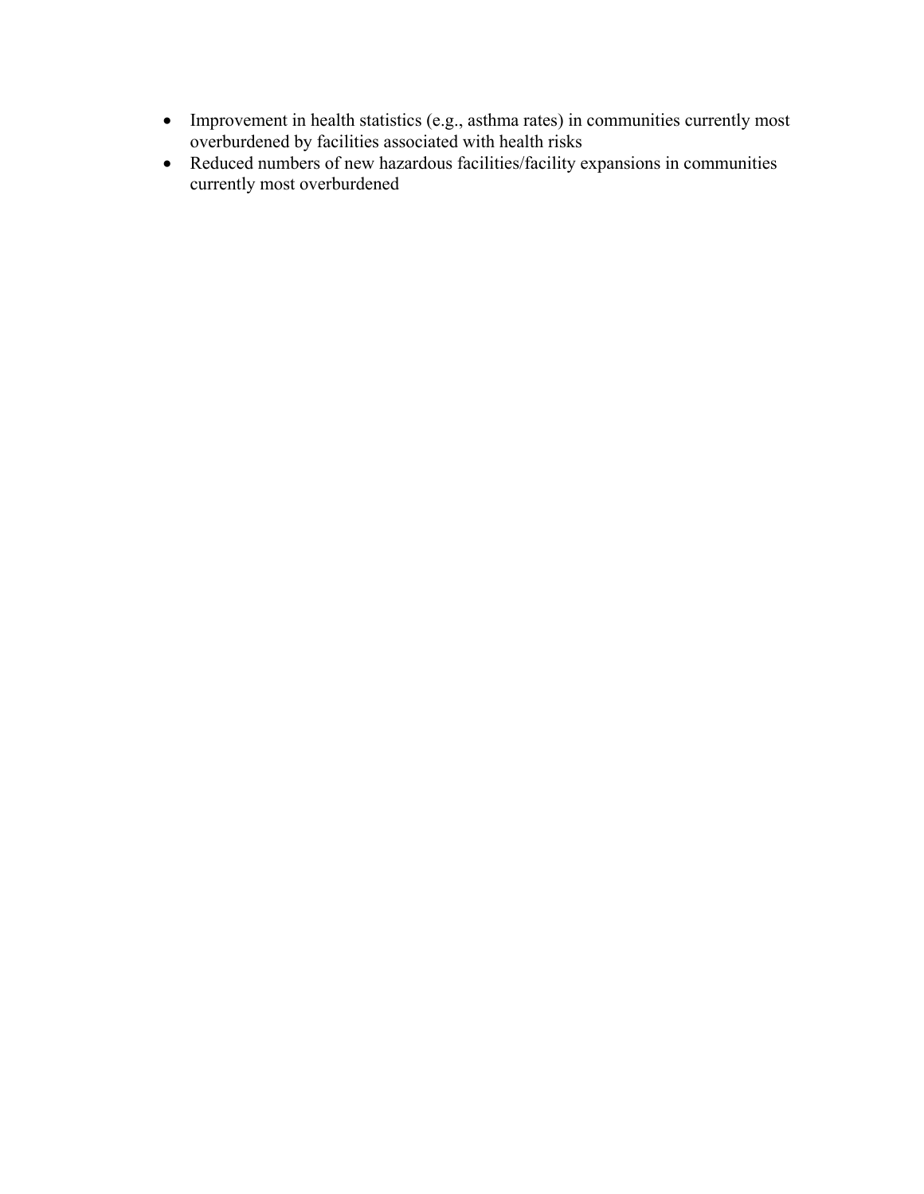- Improvement in health statistics (e.g., asthma rates) in communities currently most overburdened by facilities associated with health risks
- Reduced numbers of new hazardous facilities/facility expansions in communities currently most overburdened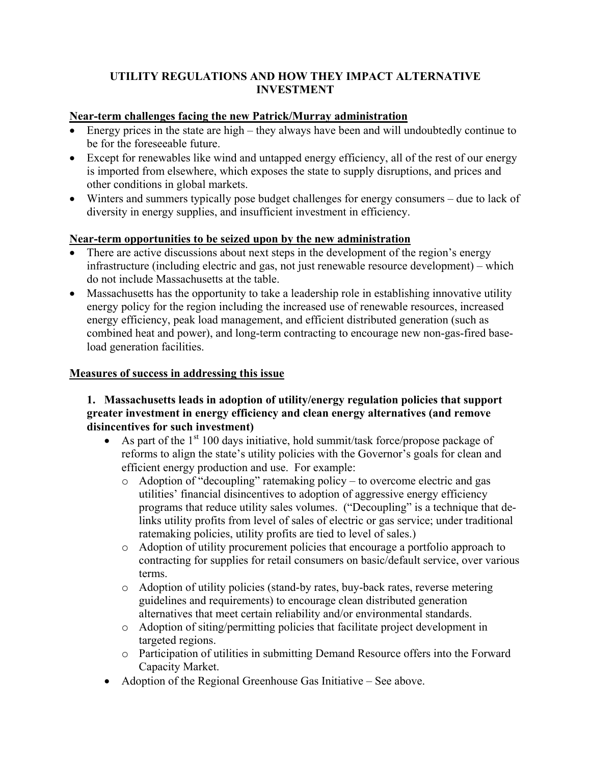# UTILITY REGULATIONS AND HOW THEY IMPACT ALTERNATIVE INVESTMENT

**<u>Near-term challenges facing the new Patrick/Murray administration</u>**

- Energy prices in the state are high – they always have been and will undoubtedly continue to be for the foreseeable future.
- Except for renewables like wind and untapped energy efficiency, all of the rest of our energy is imported from elsewhere, which exposes the state to supply disruptions, and prices and other conditions in global markets.
- Winters and summers typically pose budget challenges for energy consumers – due to lack of diversity in energy supplies, and insufficient investment in efficiency.

**<u>Near-term opportunities to be seized upon by the new administration</u>**

- There are active discussions about next steps in the development of the region's energy infrastructure (including electric and gas, not just renewable resource development) – which do not include Massachusetts at the table.
- Massachusetts has the opportunity to take a leadership role in establishing innovative utility energy policy for the region including the increased use of renewable resources, increased energy efficiency, peak load management, and efficient distributed generation (such as combined heat and power), and long-term contracting to encourage new non-gas-fired base-load generation facilities.

**<u>Measures of success in addressing this issue</u>**

**1. Massachusetts leads in adoption of utility/energy regulation policies that support greater investment in energy efficiency and clean energy alternatives (and remove disincentives for such investment)**

- As part of the 1st 100 days initiative, hold summit/task force/propose package of reforms to align the state's utility policies with the Governor's goals for clean and efficient energy production and use. For example:
  - Adoption of "decoupling" ratemaking policy – to overcome electric and gas utilities' financial disincentives to adoption of aggressive energy efficiency programs that reduce utility sales volumes. ("Decoupling" is a technique that de-links utility profits from level of sales of electric or gas service; under traditional ratemaking policies, utility profits are tied to level of sales.)
  - Adoption of utility procurement policies that encourage a portfolio approach to contracting for supplies for retail consumers on basic/default service, over various terms.
  - Adoption of utility policies (stand-by rates, buy-back rates, reverse metering guidelines and requirements) to encourage clean distributed generation alternatives that meet certain reliability and/or environmental standards.
  - Adoption of siting/permitting policies that facilitate project development in targeted regions.
  - Participation of utilities in submitting Demand Resource offers into the Forward Capacity Market.
- Adoption of the Regional Greenhouse Gas Initiative – See above.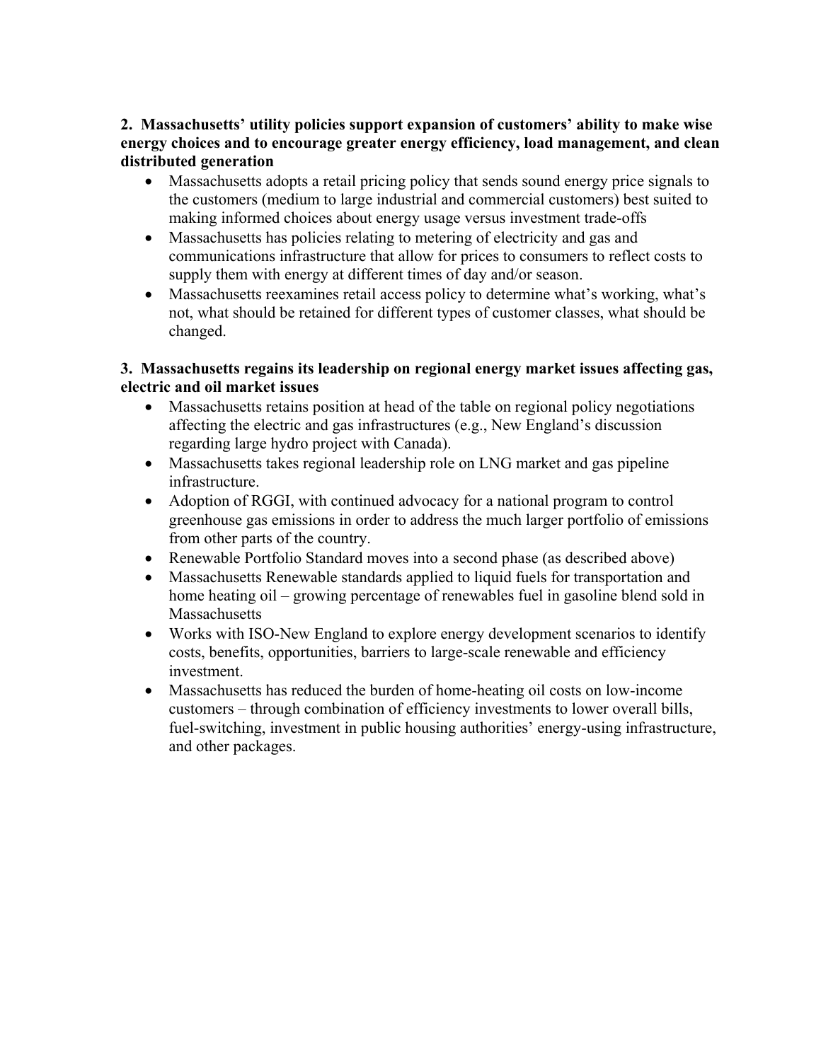**2. Massachusetts' utility policies support expansion of customers' ability to make wise energy choices and to encourage greater energy efficiency, load management, and clean distributed generation**

- Massachusetts adopts a retail pricing policy that sends sound energy price signals to the customers (medium to large industrial and commercial customers) best suited to making informed choices about energy usage versus investment trade-offs
- Massachusetts has policies relating to metering of electricity and gas and communications infrastructure that allow for prices to consumers to reflect costs to supply them with energy at different times of day and/or season.
- Massachusetts reexamines retail access policy to determine what's working, what's not, what should be retained for different types of customer classes, what should be changed.

**3. Massachusetts regains its leadership on regional energy market issues affecting gas, electric and oil market issues**

- Massachusetts retains position at head of the table on regional policy negotiations affecting the electric and gas infrastructures (e.g., New England's discussion regarding large hydro project with Canada).
- Massachusetts takes regional leadership role on LNG market and gas pipeline infrastructure.
- Adoption of RGGI, with continued advocacy for a national program to control greenhouse gas emissions in order to address the much larger portfolio of emissions from other parts of the country.
- Renewable Portfolio Standard moves into a second phase (as described above)
- Massachusetts Renewable standards applied to liquid fuels for transportation and home heating oil – growing percentage of renewables fuel in gasoline blend sold in Massachusetts
- Works with ISO-New England to explore energy development scenarios to identify costs, benefits, opportunities, barriers to large-scale renewable and efficiency investment.
- Massachusetts has reduced the burden of home-heating oil costs on low-income customers – through combination of efficiency investments to lower overall bills, fuel-switching, investment in public housing authorities' energy-using infrastructure, and other packages.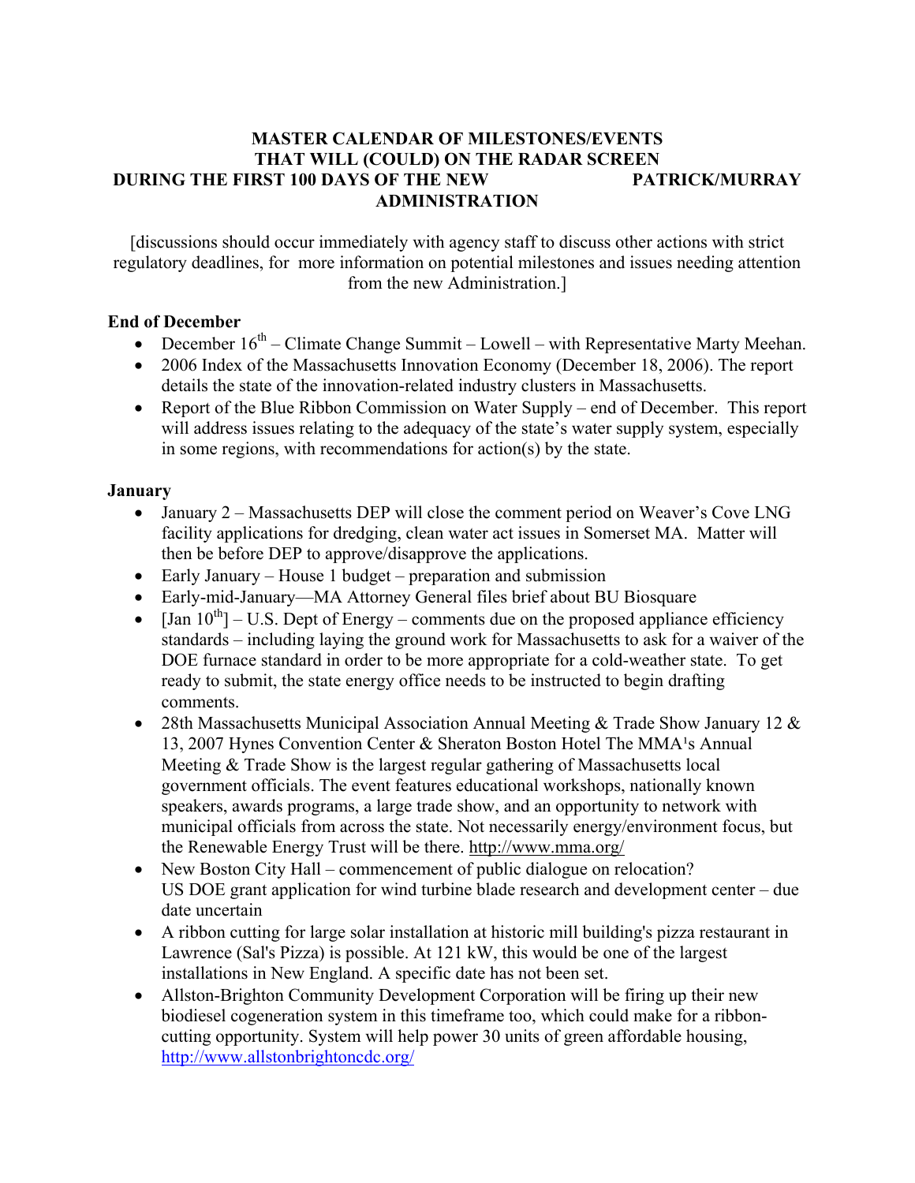**MASTER CALENDAR OF MILESTONES/EVENTS THAT WILL (COULD) ON THE RADAR SCREEN DURING THE FIRST 100 DAYS OF THE NEW PATRICK/MURRAY ADMINISTRATION**

[discussions should occur immediately with agency staff to discuss other actions with strict regulatory deadlines, for more information on potential milestones and issues needing attention from the new Administration.]

**End of December**

- December 16th – Climate Change Summit – Lowell – with Representative Marty Meehan.
- 2006 Index of the Massachusetts Innovation Economy (December 18, 2006). The report details the state of the innovation-related industry clusters in Massachusetts.
- Report of the Blue Ribbon Commission on Water Supply – end of December. This report will address issues relating to the adequacy of the state's water supply system, especially in some regions, with recommendations for action(s) by the state.

**January**

- January 2 – Massachusetts DEP will close the comment period on Weaver's Cove LNG facility applications for dredging, clean water act issues in Somerset MA. Matter will then be before DEP to approve/disapprove the applications.
- Early January – House 1 budget – preparation and submission
- Early-mid-January—MA Attorney General files brief about BU Biosquare
- [Jan 10th] – U.S. Dept of Energy – comments due on the proposed appliance efficiency standards – including laying the ground work for Massachusetts to ask for a waiver of the DOE furnace standard in order to be more appropriate for a cold-weather state. To get ready to submit, the state energy office needs to be instructed to begin drafting comments.
- 28th Massachusetts Municipal Association Annual Meeting & Trade Show January 12 & 13, 2007 Hynes Convention Center & Sheraton Boston Hotel The MMA's Annual Meeting & Trade Show is the largest regular gathering of Massachusetts local government officials. The event features educational workshops, nationally known speakers, awards programs, a large trade show, and an opportunity to network with municipal officials from across the state. Not necessarily energy/environment focus, but the Renewable Energy Trust will be there. http://www.mma.org/
- New Boston City Hall – commencement of public dialogue on relocation?
  US DOE grant application for wind turbine blade research and development center – due date uncertain
- A ribbon cutting for large solar installation at historic mill building's pizza restaurant in Lawrence (Sal's Pizza) is possible. At 121 kW, this would be one of the largest installations in New England. A specific date has not been set.
- Allston-Brighton Community Development Corporation will be firing up their new biodiesel cogeneration system in this timeframe too, which could make for a ribbon-cutting opportunity. System will help power 30 units of green affordable housing, http://www.allstonbrightoncdc.org/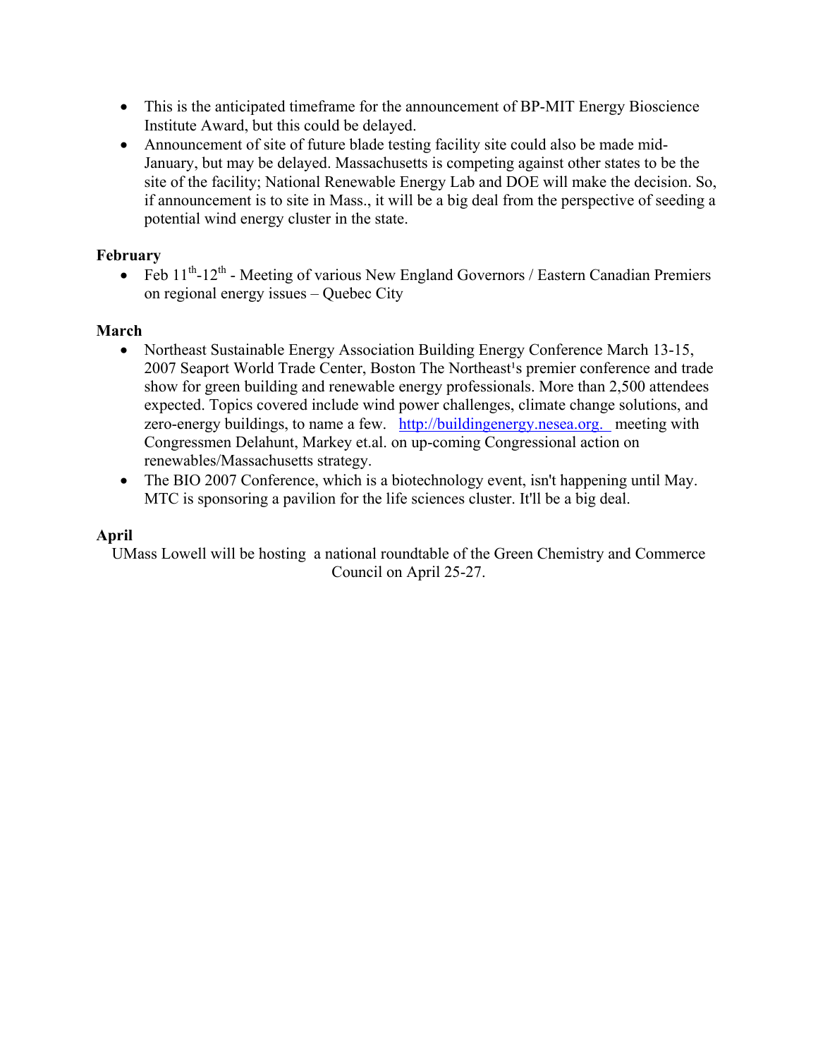- This is the anticipated timeframe for the announcement of BP-MIT Energy Bioscience Institute Award, but this could be delayed.
- Announcement of site of future blade testing facility site could also be made mid-January, but may be delayed. Massachusetts is competing against other states to be the site of the facility; National Renewable Energy Lab and DOE will make the decision. So, if announcement is to site in Mass., it will be a big deal from the perspective of seeding a potential wind energy cluster in the state.

**February**

- Feb 11th-12th - Meeting of various New England Governors / Eastern Canadian Premiers on regional energy issues – Quebec City

**March**

- Northeast Sustainable Energy Association Building Energy Conference March 13-15, 2007 Seaport World Trade Center, Boston The Northeast's premier conference and trade show for green building and renewable energy professionals. More than 2,500 attendees expected. Topics covered include wind power challenges, climate change solutions, and zero-energy buildings, to name a few. [http://buildingenergy.nesea.org.](http://buildingenergy.nesea.org.) meeting with Congressmen Delahunt, Markey et.al. on up-coming Congressional action on renewables/Massachusetts strategy.
- The BIO 2007 Conference, which is a biotechnology event, isn't happening until May. MTC is sponsoring a pavilion for the life sciences cluster. It'll be a big deal.

**April**

UMass Lowell will be hosting a national roundtable of the Green Chemistry and Commerce Council on April 25-27.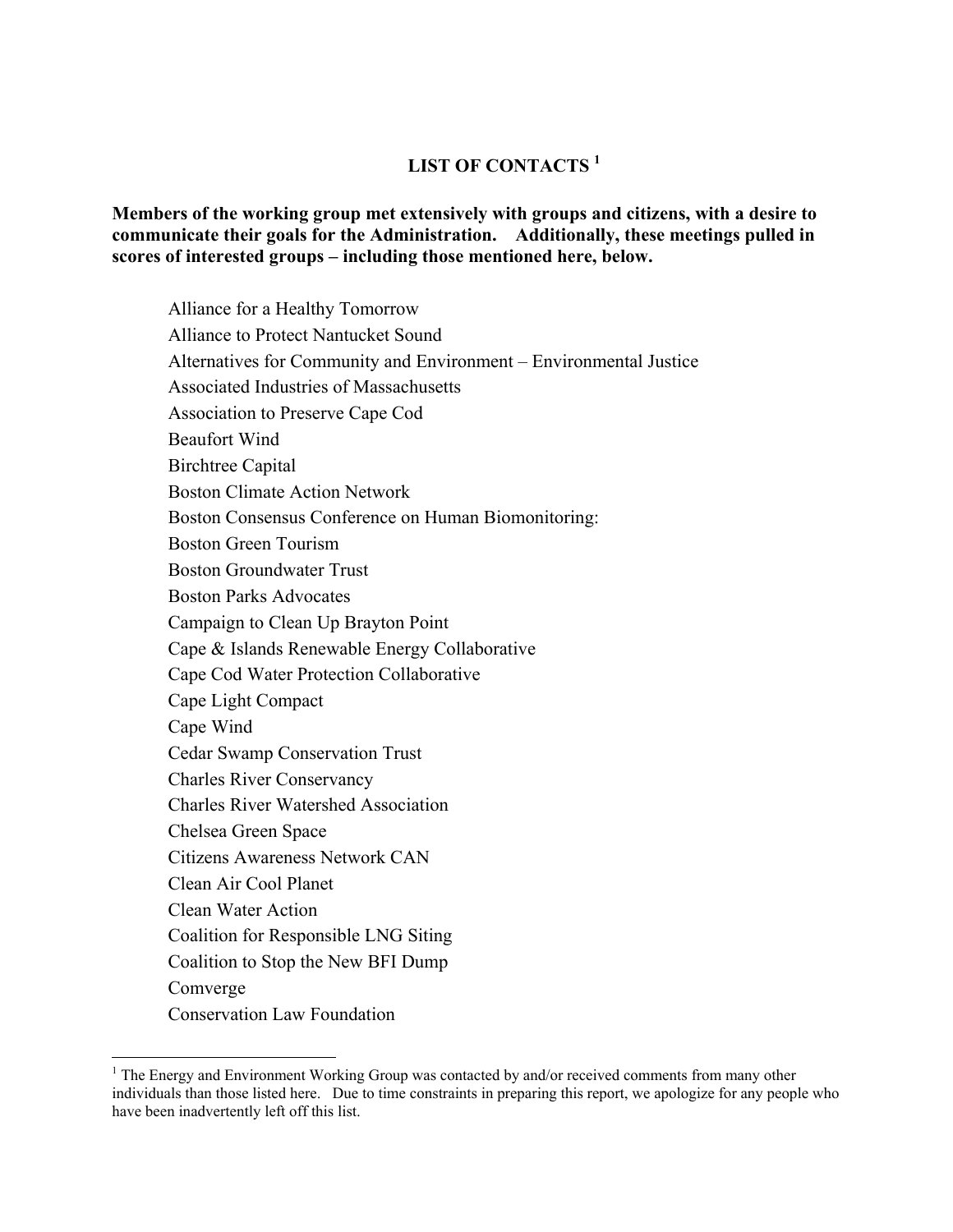# LIST OF CONTACTS [1]

**Members of the working group met extensively with groups and citizens, with a desire to communicate their goals for the Administration. Additionally, these meetings pulled in scores of interested groups – including those mentioned here, below.**

Alliance for a Healthy Tomorrow
Alliance to Protect Nantucket Sound
Alternatives for Community and Environment – Environmental Justice
Associated Industries of Massachusetts
Association to Preserve Cape Cod
Beaufort Wind
Birchtree Capital
Boston Climate Action Network
Boston Consensus Conference on Human Biomonitoring:
Boston Green Tourism
Boston Groundwater Trust
Boston Parks Advocates
Campaign to Clean Up Brayton Point
Cape & Islands Renewable Energy Collaborative
Cape Cod Water Protection Collaborative
Cape Light Compact
Cape Wind
Cedar Swamp Conservation Trust
Charles River Conservancy
Charles River Watershed Association
Chelsea Green Space
Citizens Awareness Network CAN
Clean Air Cool Planet
Clean Water Action
Coalition for Responsible LNG Siting
Coalition to Stop the New BFI Dump
Comverge
Conservation Law Foundation

[1] The Energy and Environment Working Group was contacted by and/or received comments from many other individuals than those listed here. Due to time constraints in preparing this report, we apologize for any people who have been inadvertently left off this list.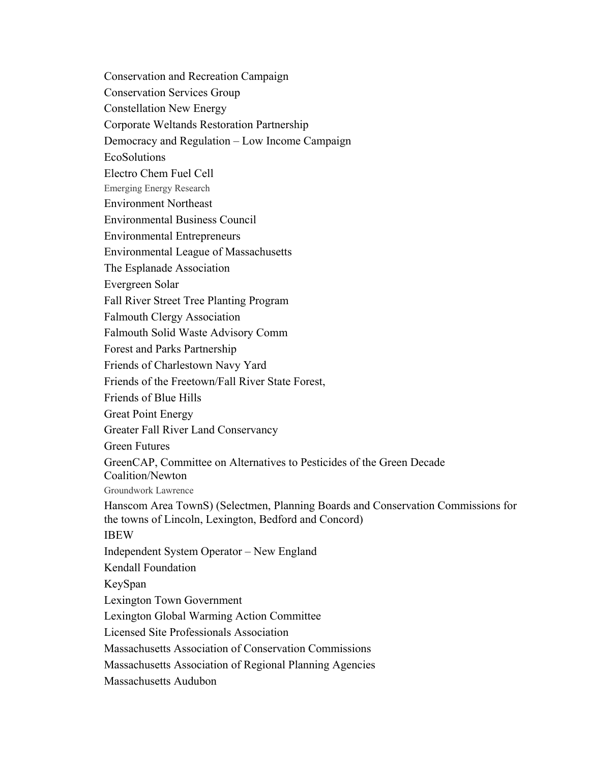Conservation and Recreation Campaign

Conservation Services Group

Constellation New Energy

Corporate Weltands Restoration Partnership

Democracy and Regulation – Low Income Campaign

EcoSolutions

Electro Chem Fuel Cell

Emerging Energy Research

Environment Northeast

Environmental Business Council

Environmental Entrepreneurs

Environmental League of Massachusetts

The Esplanade Association

Evergreen Solar

Fall River Street Tree Planting Program

Falmouth Clergy Association

Falmouth Solid Waste Advisory Comm

Forest and Parks Partnership

Friends of Charlestown Navy Yard

Friends of the Freetown/Fall River State Forest,

Friends of Blue Hills

Great Point Energy

Greater Fall River Land Conservancy

Green Futures

GreenCAP, Committee on Alternatives to Pesticides of the Green Decade Coalition/Newton

Groundwork Lawrence

Hanscom Area TownS) (Selectmen, Planning Boards and Conservation Commissions for the towns of Lincoln, Lexington, Bedford and Concord)

IBEW

Independent System Operator – New England

Kendall Foundation

KeySpan

Lexington Town Government

Lexington Global Warming Action Committee

Licensed Site Professionals Association

Massachusetts Association of Conservation Commissions

Massachusetts Association of Regional Planning Agencies

Massachusetts Audubon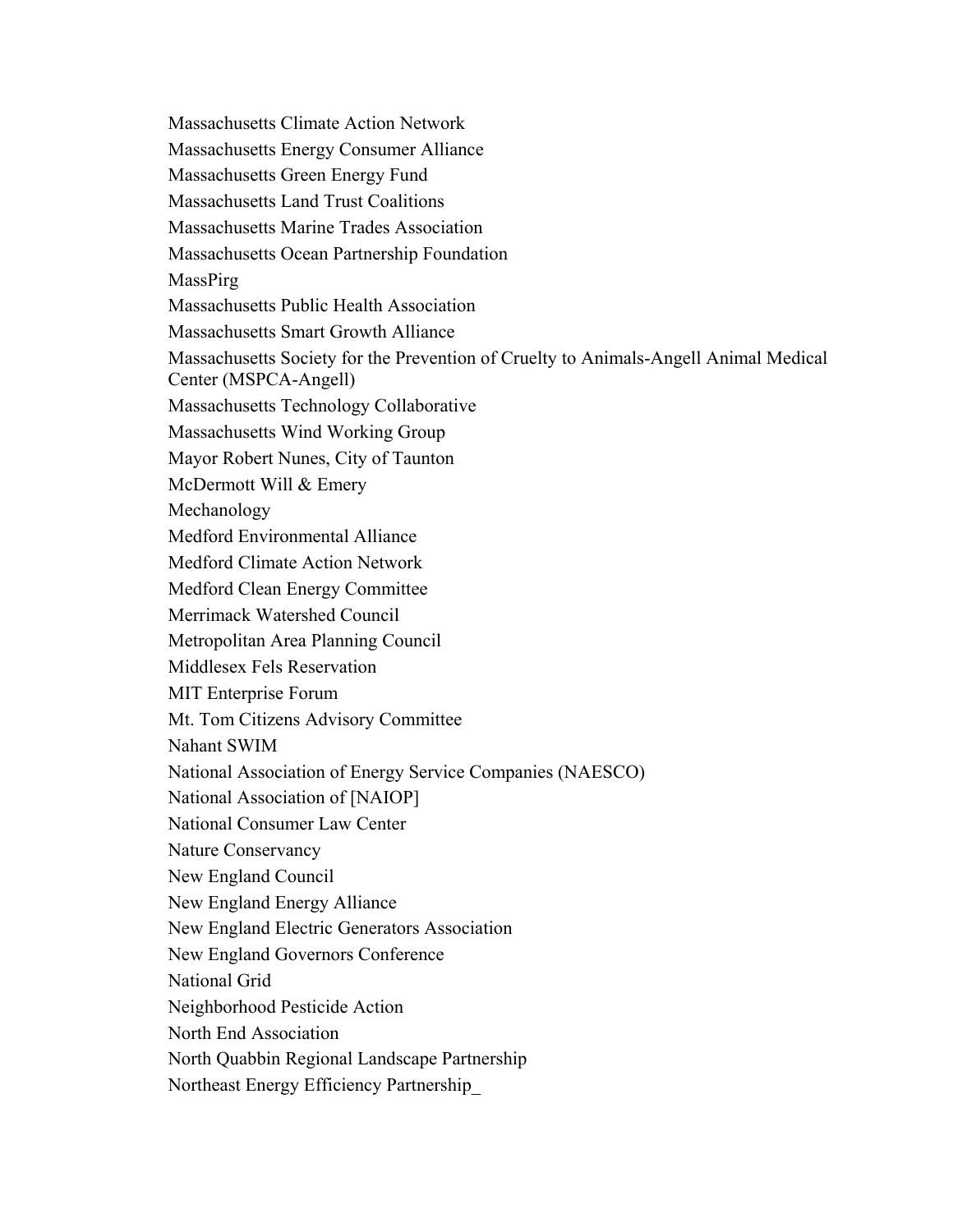Massachusetts Climate Action Network

Massachusetts Energy Consumer Alliance

Massachusetts Green Energy Fund

Massachusetts Land Trust Coalitions

Massachusetts Marine Trades Association

Massachusetts Ocean Partnership Foundation

MassPirg

Massachusetts Public Health Association

Massachusetts Smart Growth Alliance

Massachusetts Society for the Prevention of Cruelty to Animals-Angell Animal Medical Center (MSPCA-Angell)

Massachusetts Technology Collaborative

Massachusetts Wind Working Group

Mayor Robert Nunes, City of Taunton

McDermott Will & Emery

Mechanology

Medford Environmental Alliance

Medford Climate Action Network

Medford Clean Energy Committee

Merrimack Watershed Council

Metropolitan Area Planning Council

Middlesex Fels Reservation

MIT Enterprise Forum

Mt. Tom Citizens Advisory Committee

Nahant SWIM

National Association of Energy Service Companies (NAESCO)

National Association of [NAIOP]

National Consumer Law Center

Nature Conservancy

New England Council

New England Energy Alliance

New England Electric Generators Association

New England Governors Conference

National Grid

Neighborhood Pesticide Action

North End Association

North Quabbin Regional Landscape Partnership

Northeast Energy Efficiency Partnership_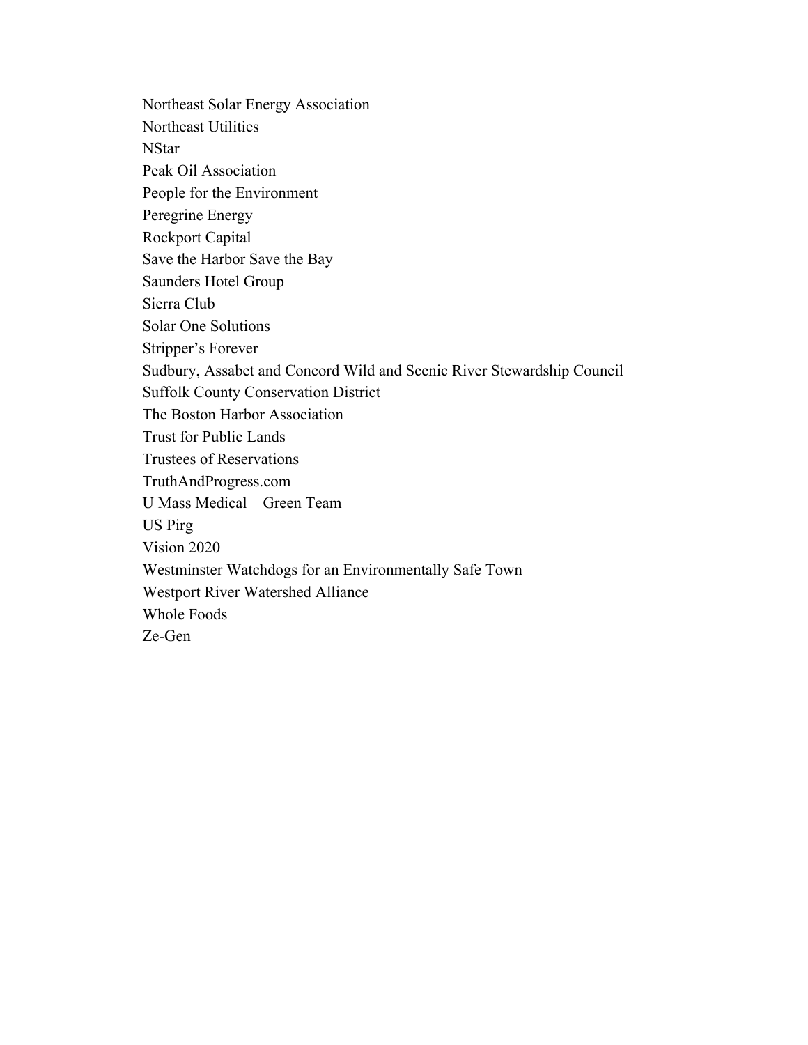Northeast Solar Energy Association
Northeast Utilities
NStar
Peak Oil Association
People for the Environment
Peregrine Energy
Rockport Capital
Save the Harbor Save the Bay
Saunders Hotel Group
Sierra Club
Solar One Solutions
Stripper's Forever
Sudbury, Assabet and Concord Wild and Scenic River Stewardship Council
Suffolk County Conservation District
The Boston Harbor Association
Trust for Public Lands
Trustees of Reservations
TruthAndProgress.com
U Mass Medical – Green Team
US Pirg
Vision 2020
Westminster Watchdogs for an Environmentally Safe Town
Westport River Watershed Alliance
Whole Foods
Ze-Gen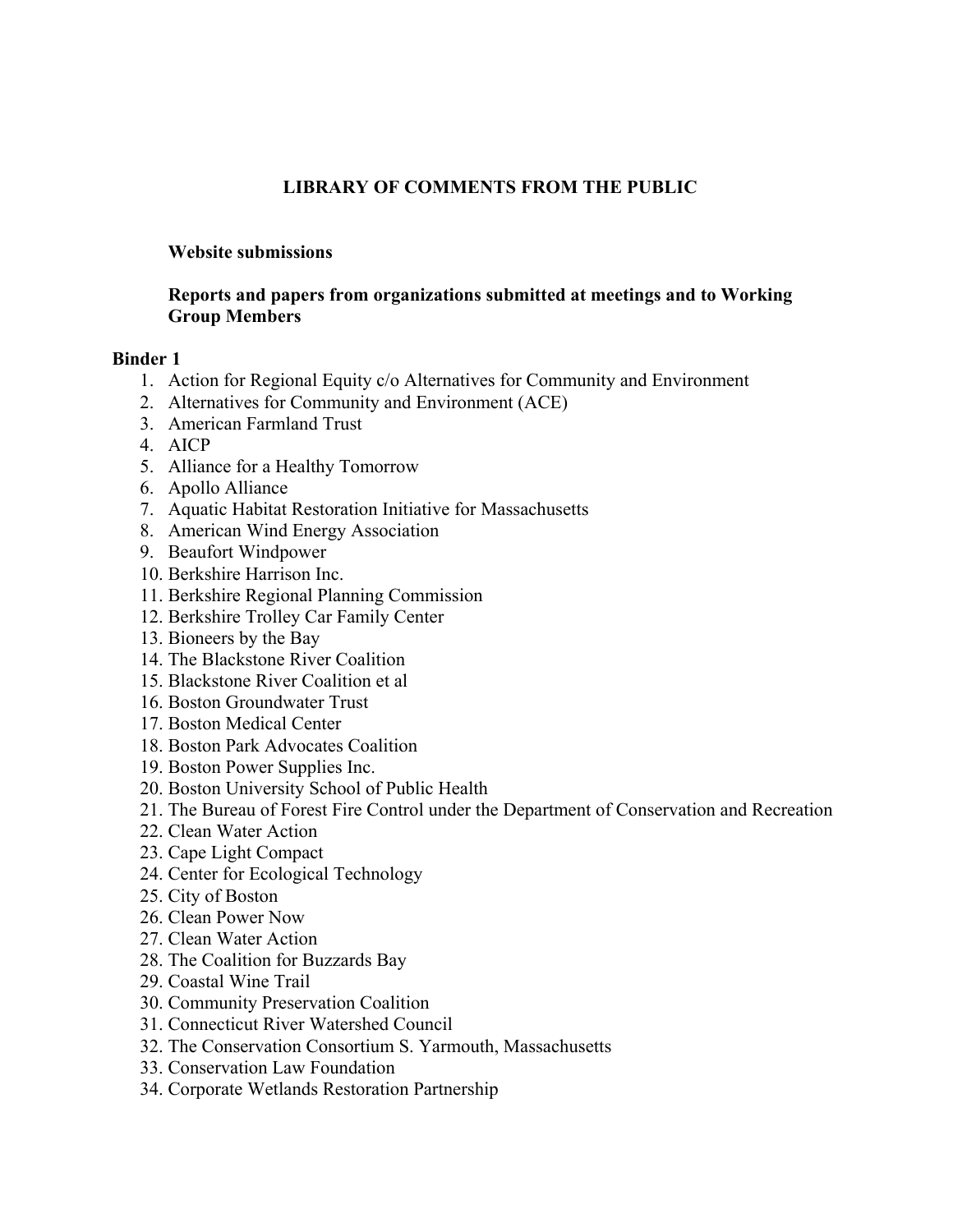# LIBRARY OF COMMENTS FROM THE PUBLIC

**Website submissions**

**Reports and papers from organizations submitted at meetings and to Working Group Members**

**Binder 1**

1. Action for Regional Equity c/o Alternatives for Community and Environment
2. Alternatives for Community and Environment (ACE)
3. American Farmland Trust
4. AICP
5. Alliance for a Healthy Tomorrow
6. Apollo Alliance
7. Aquatic Habitat Restoration Initiative for Massachusetts
8. American Wind Energy Association
9. Beaufort Windpower
10. Berkshire Harrison Inc.
11. Berkshire Regional Planning Commission
12. Berkshire Trolley Car Family Center
13. Bioneers by the Bay
14. The Blackstone River Coalition
15. Blackstone River Coalition et al
16. Boston Groundwater Trust
17. Boston Medical Center
18. Boston Park Advocates Coalition
19. Boston Power Supplies Inc.
20. Boston University School of Public Health
21. The Bureau of Forest Fire Control under the Department of Conservation and Recreation
22. Clean Water Action
23. Cape Light Compact
24. Center for Ecological Technology
25. City of Boston
26. Clean Power Now
27. Clean Water Action
28. The Coalition for Buzzards Bay
29. Coastal Wine Trail
30. Community Preservation Coalition
31. Connecticut River Watershed Council
32. The Conservation Consortium S. Yarmouth, Massachusetts
33. Conservation Law Foundation
34. Corporate Wetlands Restoration Partnership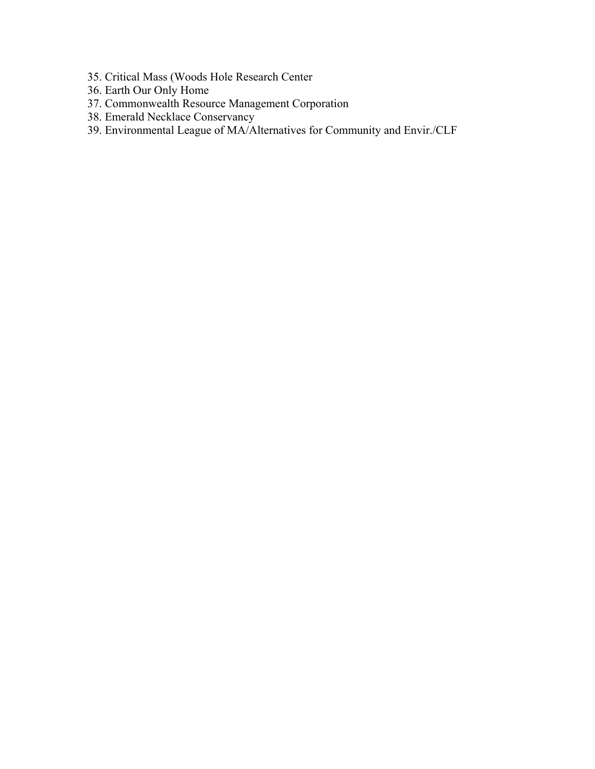35. Critical Mass (Woods Hole Research Center
36. Earth Our Only Home
37. Commonwealth Resource Management Corporation
38. Emerald Necklace Conservancy
39. Environmental League of MA/Alternatives for Community and Envir./CLF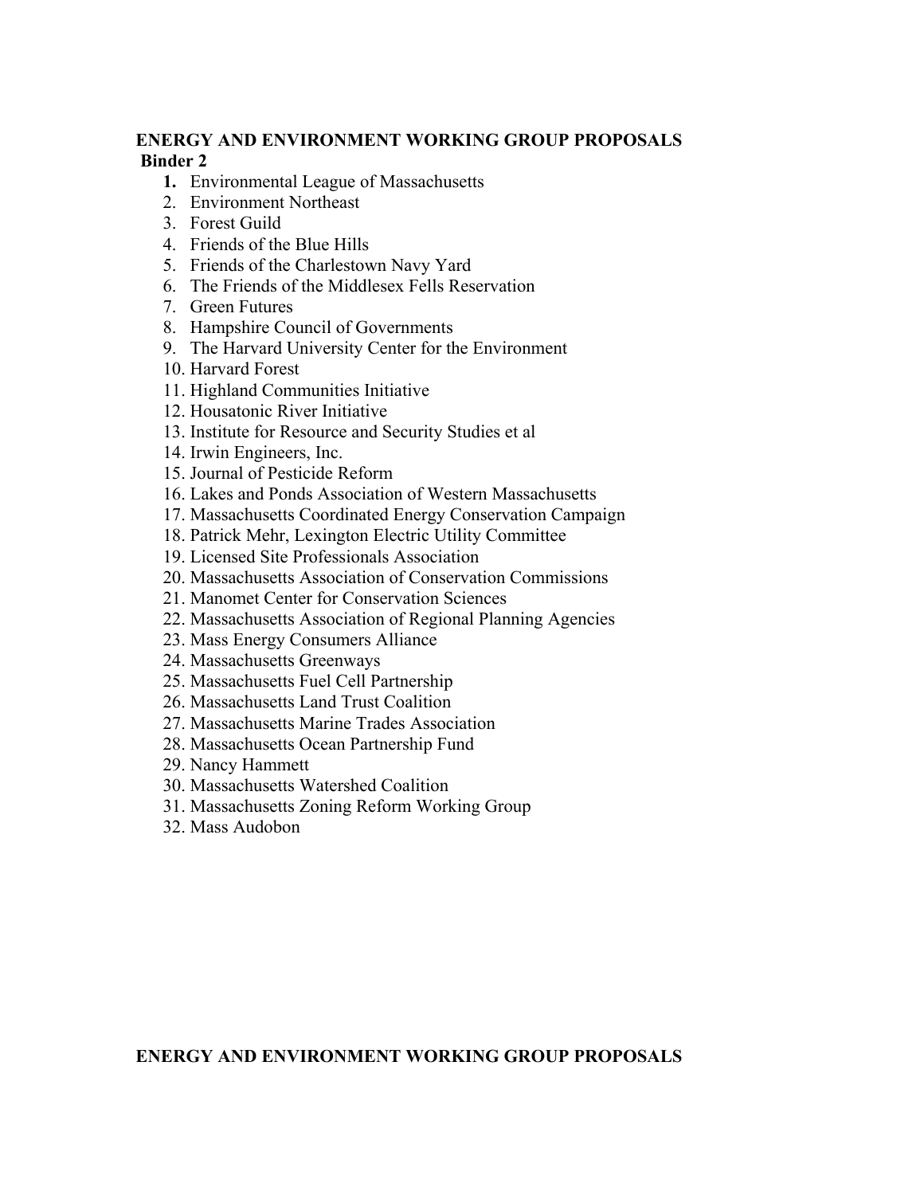**ENERGY AND ENVIRONMENT WORKING GROUP PROPOSALS**
**Binder 2**

1. Environmental League of Massachusetts
2. Environment Northeast
3. Forest Guild
4. Friends of the Blue Hills
5. Friends of the Charlestown Navy Yard
6. The Friends of the Middlesex Fells Reservation
7. Green Futures
8. Hampshire Council of Governments
9. The Harvard University Center for the Environment
10. Harvard Forest
11. Highland Communities Initiative
12. Housatonic River Initiative
13. Institute for Resource and Security Studies et al
14. Irwin Engineers, Inc.
15. Journal of Pesticide Reform
16. Lakes and Ponds Association of Western Massachusetts
17. Massachusetts Coordinated Energy Conservation Campaign
18. Patrick Mehr, Lexington Electric Utility Committee
19. Licensed Site Professionals Association
20. Massachusetts Association of Conservation Commissions
21. Manomet Center for Conservation Sciences
22. Massachusetts Association of Regional Planning Agencies
23. Mass Energy Consumers Alliance
24. Massachusetts Greenways
25. Massachusetts Fuel Cell Partnership
26. Massachusetts Land Trust Coalition
27. Massachusetts Marine Trades Association
28. Massachusetts Ocean Partnership Fund
29. Nancy Hammett
30. Massachusetts Watershed Coalition
31. Massachusetts Zoning Reform Working Group
32. Mass Audobon

**ENERGY AND ENVIRONMENT WORKING GROUP PROPOSALS**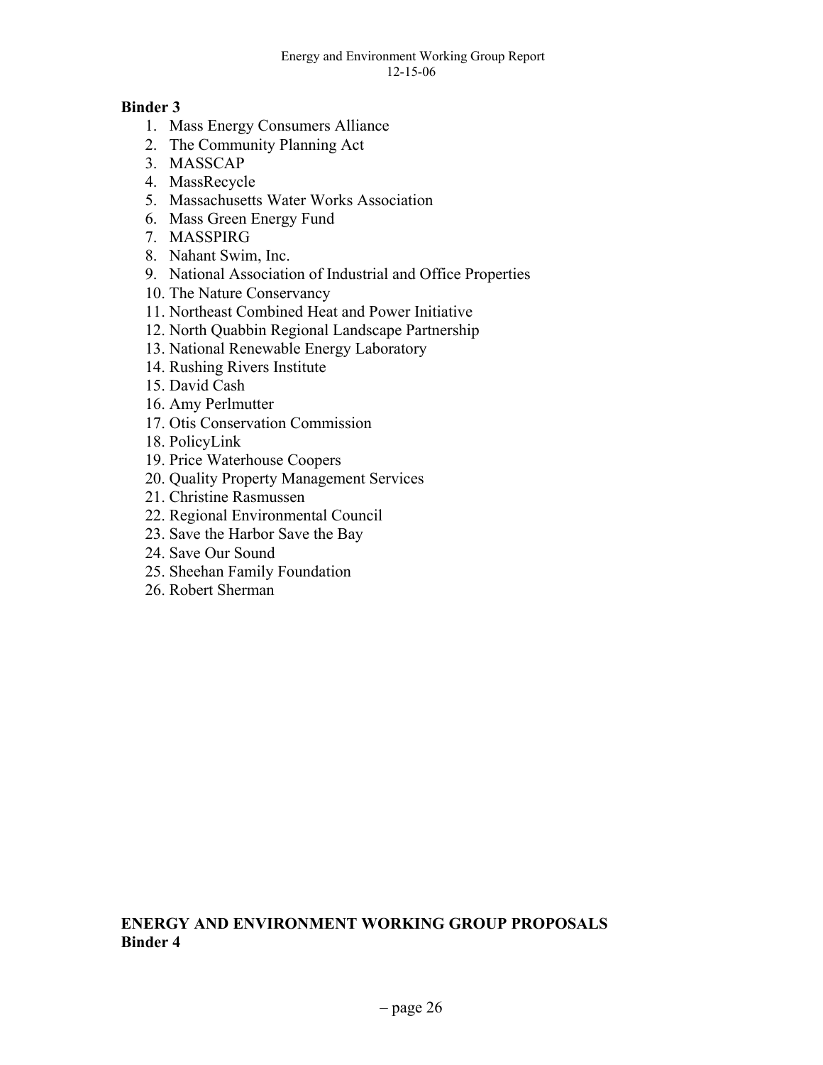**Binder 3**

1. Mass Energy Consumers Alliance
2. The Community Planning Act
3. MASSCAP
4. MassRecycle
5. Massachusetts Water Works Association
6. Mass Green Energy Fund
7. MASSPIRG
8. Nahant Swim, Inc.
9. National Association of Industrial and Office Properties
10. The Nature Conservancy
11. Northeast Combined Heat and Power Initiative
12. North Quabbin Regional Landscape Partnership
13. National Renewable Energy Laboratory
14. Rushing Rivers Institute
15. David Cash
16. Amy Perlmutter
17. Otis Conservation Commission
18. PolicyLink
19. Price Waterhouse Coopers
20. Quality Property Management Services
21. Christine Rasmussen
22. Regional Environmental Council
23. Save the Harbor Save the Bay
24. Save Our Sound
25. Sheehan Family Foundation
26. Robert Sherman

**ENERGY AND ENVIRONMENT WORKING GROUP PROPOSALS**
**Binder 4**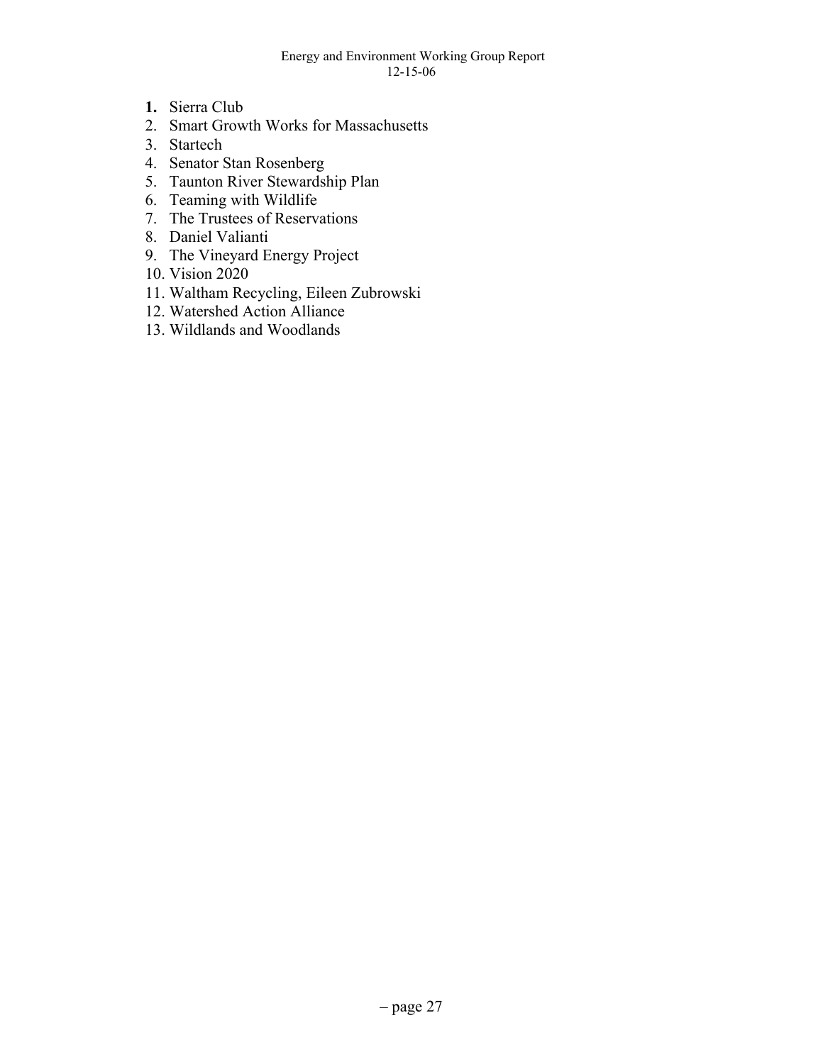1. Sierra Club
2. Smart Growth Works for Massachusetts
3. Startech
4. Senator Stan Rosenberg
5. Taunton River Stewardship Plan
6. Teaming with Wildlife
7. The Trustees of Reservations
8. Daniel Valianti
9. The Vineyard Energy Project
10. Vision 2020
11. Waltham Recycling, Eileen Zubrowski
12. Watershed Action Alliance
13. Wildlands and Woodlands